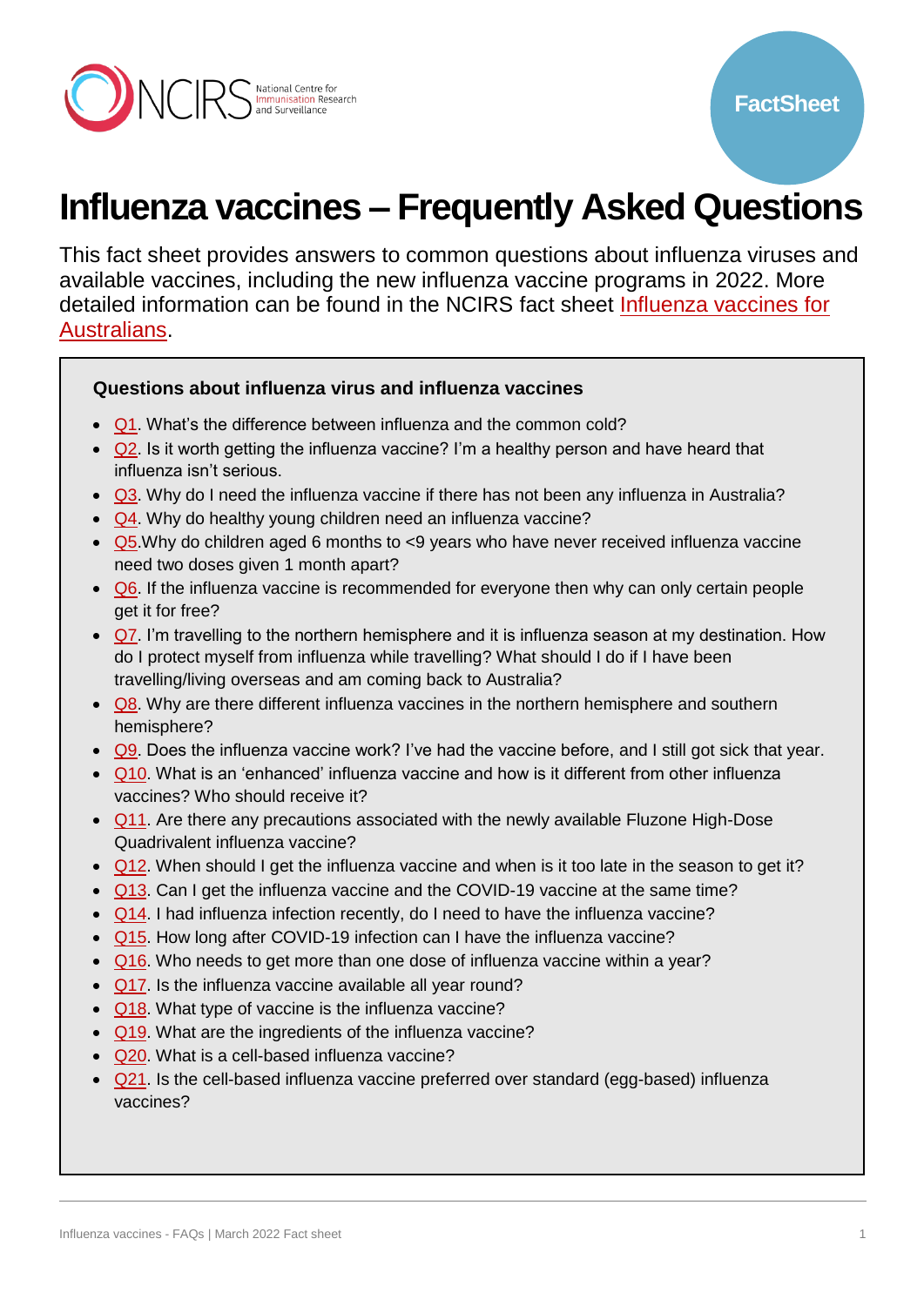# Influenza vaccines – Frequently Asked Questions

This fact sheet provides answers to common questions about influenza viruses and available vaccines, including the new influenza vaccine programs in 2022. More detailed information can be found in the NCIRS fact sheet [Influenza vaccines for Australians](#).

### Questions about influenza virus and influenza vaccines

- Q1. What's the difference between influenza and the common cold?
- Q2. Is it worth getting the influenza vaccine? I'm a healthy person and have heard that influenza isn't serious.
- Q3. Why do I need the influenza vaccine if there has not been any influenza in Australia?
- Q4. Why do healthy young children need an influenza vaccine?
- Q5.Why do children aged 6 months to <9 years who have never received influenza vaccine need two doses given 1 month apart?
- Q6. If the influenza vaccine is recommended for everyone then why can only certain people get it for free?
- Q7. I'm travelling to the northern hemisphere and it is influenza season at my destination. How do I protect myself from influenza while travelling? What should I do if I have been travelling/living overseas and am coming back to Australia?
- Q8. Why are there different influenza vaccines in the northern hemisphere and southern hemisphere?
- Q9. Does the influenza vaccine work? I've had the vaccine before, and I still got sick that year.
- Q10. What is an 'enhanced' influenza vaccine and how is it different from other influenza vaccines? Who should receive it?
- Q11. Are there any precautions associated with the newly available Fluzone High-Dose Quadrivalent influenza vaccine?
- Q12. When should I get the influenza vaccine and when is it too late in the season to get it?
- Q13. Can I get the influenza vaccine and the COVID-19 vaccine at the same time?
- Q14. I had influenza infection recently, do I need to have the influenza vaccine?
- Q15. How long after COVID-19 infection can I have the influenza vaccine?
- Q16. Who needs to get more than one dose of influenza vaccine within a year?
- Q17. Is the influenza vaccine available all year round?
- Q18. What type of vaccine is the influenza vaccine?
- Q19. What are the ingredients of the influenza vaccine?
- Q20. What is a cell-based influenza vaccine?
- Q21. Is the cell-based influenza vaccine preferred over standard (egg-based) influenza vaccines?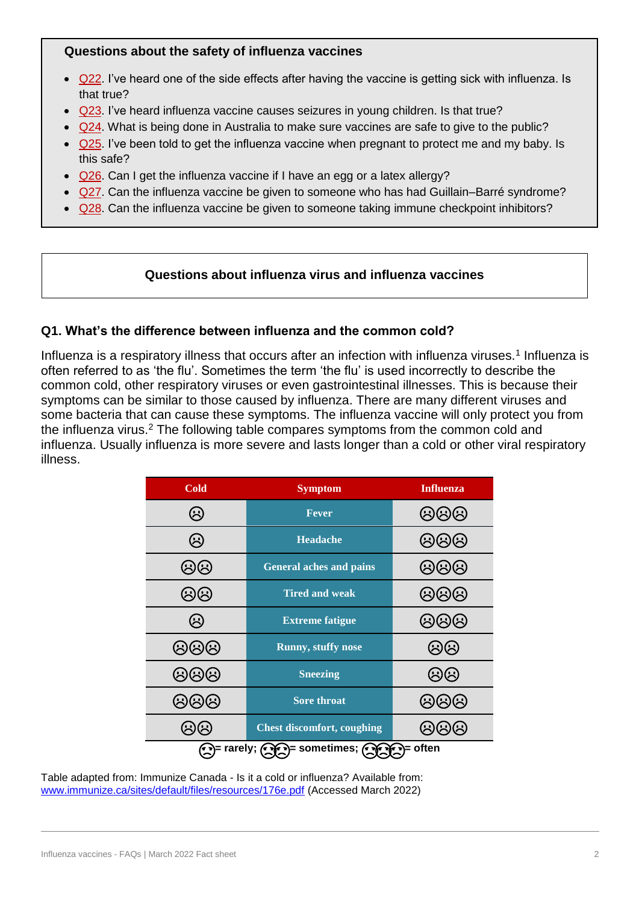### Questions about the safety of influenza vaccines

- Q22. I've heard one of the side effects after having the vaccine is getting sick with influenza. Is that true?
- Q23. I've heard influenza vaccine causes seizures in young children. Is that true?
- Q24. What is being done in Australia to make sure vaccines are safe to give to the public?
- Q25. I've been told to get the influenza vaccine when pregnant to protect me and my baby. Is this safe?
- Q26. Can I get the influenza vaccine if I have an egg or a latex allergy?
- Q27. Can the influenza vaccine be given to someone who has had Guillain–Barré syndrome?
- Q28. Can the influenza vaccine be given to someone taking immune checkpoint inhibitors?

## Questions about influenza virus and influenza vaccines

### Q1. What's the difference between influenza and the common cold?

Influenza is a respiratory illness that occurs after an infection with influenza viruses.[1] Influenza is often referred to as 'the flu'. Sometimes the term 'the flu' is used incorrectly to describe the common cold, other respiratory viruses or even gastrointestinal illnesses. This is because their symptoms can be similar to those caused by influenza. There are many different viruses and some bacteria that can cause these symptoms. The influenza vaccine will only protect you from the influenza virus.[2] The following table compares symptoms from the common cold and influenza. Usually influenza is more severe and lasts longer than a cold or other viral respiratory illness.

| Cold | Symptom | Influenza |
|---|---|---|
| ☹ | Fever | ☹☹☹ |
| ☹ | Headache | ☹☹☹ |
| ☹☹ | General aches and pains | ☹☹☹ |
| ☹☹ | Tired and weak | ☹☹☹ |
| ☹ | Extreme fatigue | ☹☹☹ |
| ☹☹☹ | Runny, stuffy nose | ☹☹ |
| ☹☹☹ | Sneezing | ☹☹ |
| ☹☹☹ | Sore throat | ☹☹☹ |
| ☹☹ | Chest discomfort, coughing | ☹☹☹ |

☹= rarely; ☹☹= sometimes; ☹☹☹= often

Table adapted from: Immunize Canada - Is it a cold or influenza? Available from: www.immunize.ca/sites/default/files/resources/176e.pdf (Accessed March 2022)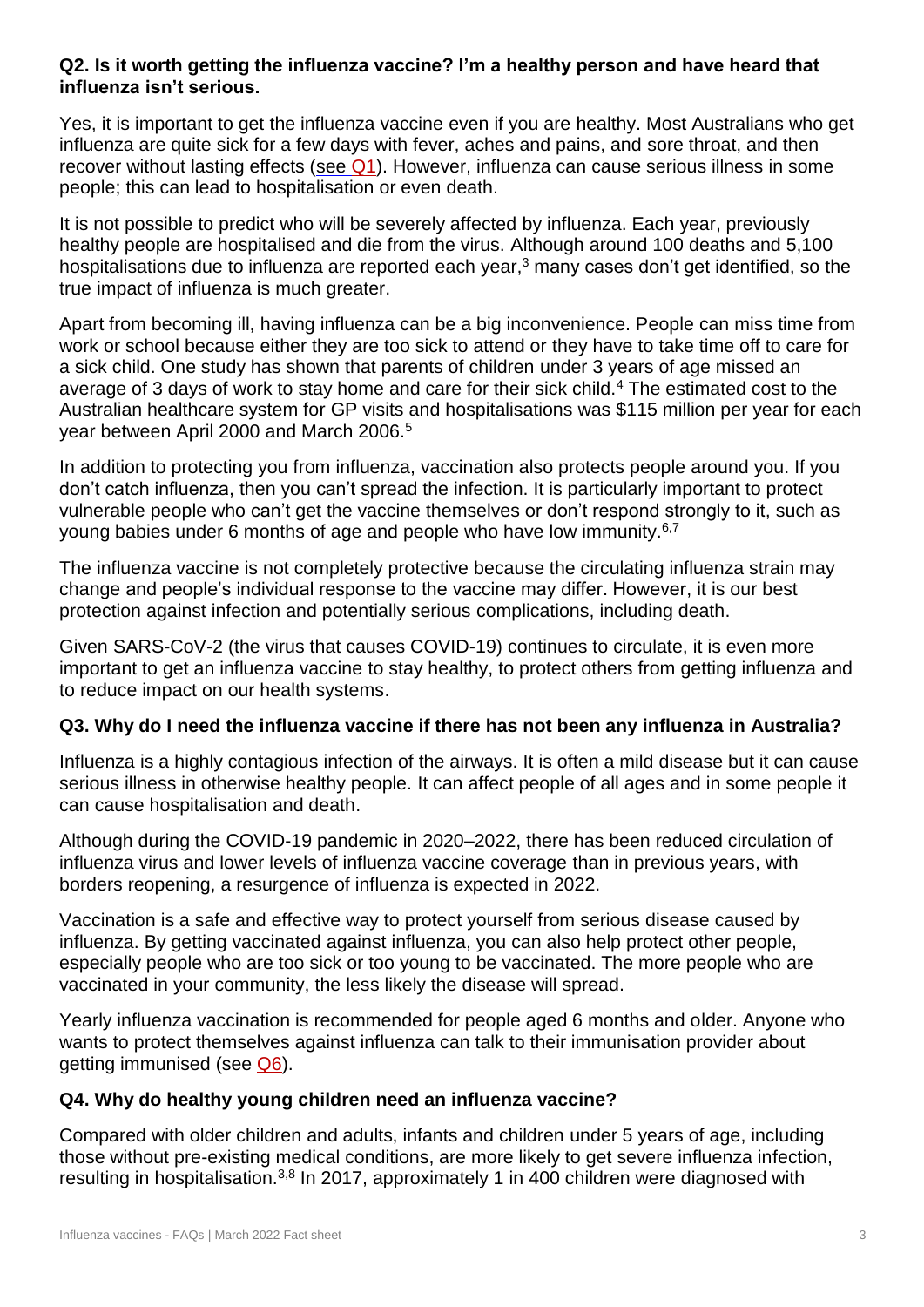### Q2. Is it worth getting the influenza vaccine? I'm a healthy person and have heard that influenza isn't serious.

Yes, it is important to get the influenza vaccine even if you are healthy. Most Australians who get influenza are quite sick for a few days with fever, aches and pains, and sore throat, and then recover without lasting effects (see Q1). However, influenza can cause serious illness in some people; this can lead to hospitalisation or even death.

It is not possible to predict who will be severely affected by influenza. Each year, previously healthy people are hospitalised and die from the virus. Although around 100 deaths and 5,100 hospitalisations due to influenza are reported each year,[3] many cases don't get identified, so the true impact of influenza is much greater.

Apart from becoming ill, having influenza can be a big inconvenience. People can miss time from work or school because either they are too sick to attend or they have to take time off to care for a sick child. One study has shown that parents of children under 3 years of age missed an average of 3 days of work to stay home and care for their sick child.[4] The estimated cost to the Australian healthcare system for GP visits and hospitalisations was $115 million per year for each year between April 2000 and March 2006.[5]

In addition to protecting you from influenza, vaccination also protects people around you. If you don't catch influenza, then you can't spread the infection. It is particularly important to protect vulnerable people who can't get the vaccine themselves or don't respond strongly to it, such as young babies under 6 months of age and people who have low immunity.[6,7]

The influenza vaccine is not completely protective because the circulating influenza strain may change and people's individual response to the vaccine may differ. However, it is our best protection against infection and potentially serious complications, including death.

Given SARS-CoV-2 (the virus that causes COVID-19) continues to circulate, it is even more important to get an influenza vaccine to stay healthy, to protect others from getting influenza and to reduce impact on our health systems.

### Q3. Why do I need the influenza vaccine if there has not been any influenza in Australia?

Influenza is a highly contagious infection of the airways. It is often a mild disease but it can cause serious illness in otherwise healthy people. It can affect people of all ages and in some people it can cause hospitalisation and death.

Although during the COVID-19 pandemic in 2020–2022, there has been reduced circulation of influenza virus and lower levels of influenza vaccine coverage than in previous years, with borders reopening, a resurgence of influenza is expected in 2022.

Vaccination is a safe and effective way to protect yourself from serious disease caused by influenza. By getting vaccinated against influenza, you can also help protect other people, especially people who are too sick or too young to be vaccinated. The more people who are vaccinated in your community, the less likely the disease will spread.

Yearly influenza vaccination is recommended for people aged 6 months and older. Anyone who wants to protect themselves against influenza can talk to their immunisation provider about getting immunised (see Q6).

### Q4. Why do healthy young children need an influenza vaccine?

Compared with older children and adults, infants and children under 5 years of age, including those without pre-existing medical conditions, are more likely to get severe influenza infection, resulting in hospitalisation.[3,8] In 2017, approximately 1 in 400 children were diagnosed with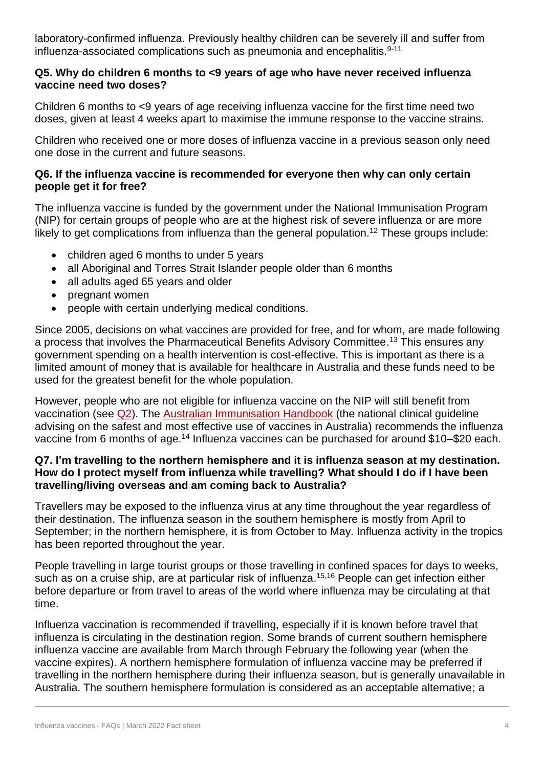laboratory-confirmed influenza. Previously healthy children can be severely ill and suffer from influenza-associated complications such as pneumonia and encephalitis.[9-11]

### Q5. Why do children 6 months to <9 years of age who have never received influenza vaccine need two doses?

Children 6 months to <9 years of age receiving influenza vaccine for the first time need two doses, given at least 4 weeks apart to maximise the immune response to the vaccine strains.

Children who received one or more doses of influenza vaccine in a previous season only need one dose in the current and future seasons.

### Q6. If the influenza vaccine is recommended for everyone then why can only certain people get it for free?

The influenza vaccine is funded by the government under the National Immunisation Program (NIP) for certain groups of people who are at the highest risk of severe influenza or are more likely to get complications from influenza than the general population.[12] These groups include:

- children aged 6 months to under 5 years
- all Aboriginal and Torres Strait Islander people older than 6 months
- all adults aged 65 years and older
- pregnant women
- people with certain underlying medical conditions.

Since 2005, decisions on what vaccines are provided for free, and for whom, are made following a process that involves the Pharmaceutical Benefits Advisory Committee.[13] This ensures any government spending on a health intervention is cost-effective. This is important as there is a limited amount of money that is available for healthcare in Australia and these funds need to be used for the greatest benefit for the whole population.

However, people who are not eligible for influenza vaccine on the NIP will still benefit from vaccination (see Q2). The Australian Immunisation Handbook (the national clinical guideline advising on the safest and most effective use of vaccines in Australia) recommends the influenza vaccine from 6 months of age.[14] Influenza vaccines can be purchased for around $10–$20 each.

### Q7. I'm travelling to the northern hemisphere and it is influenza season at my destination. How do I protect myself from influenza while travelling? What should I do if I have been travelling/living overseas and am coming back to Australia?

Travellers may be exposed to the influenza virus at any time throughout the year regardless of their destination. The influenza season in the southern hemisphere is mostly from April to September; in the northern hemisphere, it is from October to May. Influenza activity in the tropics has been reported throughout the year.

People travelling in large tourist groups or those travelling in confined spaces for days to weeks, such as on a cruise ship, are at particular risk of influenza.[15,16] People can get infection either before departure or from travel to areas of the world where influenza may be circulating at that time.

Influenza vaccination is recommended if travelling, especially if it is known before travel that influenza is circulating in the destination region. Some brands of current southern hemisphere influenza vaccine are available from March through February the following year (when the vaccine expires). A northern hemisphere formulation of influenza vaccine may be preferred if travelling in the northern hemisphere during their influenza season, but is generally unavailable in Australia. The southern hemisphere formulation is considered as an acceptable alternative; a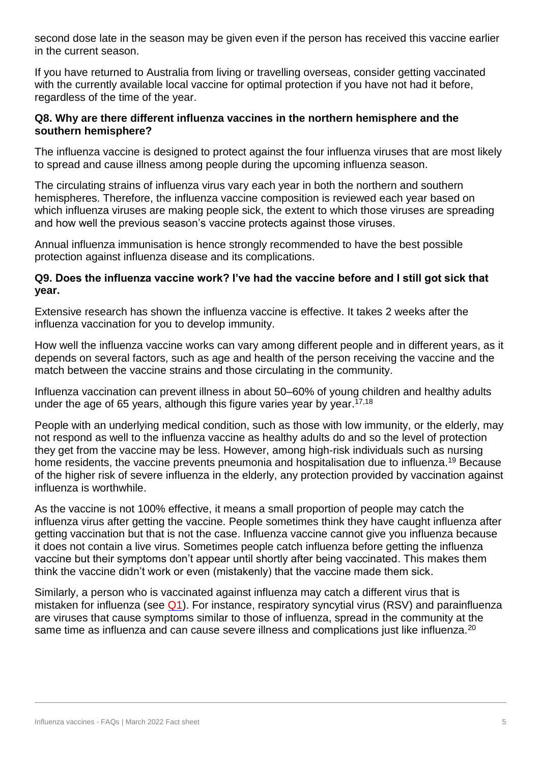second dose late in the season may be given even if the person has received this vaccine earlier in the current season.

If you have returned to Australia from living or travelling overseas, consider getting vaccinated with the currently available local vaccine for optimal protection if you have not had it before, regardless of the time of the year.

### Q8. Why are there different influenza vaccines in the northern hemisphere and the southern hemisphere?

The influenza vaccine is designed to protect against the four influenza viruses that are most likely to spread and cause illness among people during the upcoming influenza season.

The circulating strains of influenza virus vary each year in both the northern and southern hemispheres. Therefore, the influenza vaccine composition is reviewed each year based on which influenza viruses are making people sick, the extent to which those viruses are spreading and how well the previous season's vaccine protects against those viruses.

Annual influenza immunisation is hence strongly recommended to have the best possible protection against influenza disease and its complications.

### Q9. Does the influenza vaccine work? I've had the vaccine before and I still got sick that year.

Extensive research has shown the influenza vaccine is effective. It takes 2 weeks after the influenza vaccination for you to develop immunity.

How well the influenza vaccine works can vary among different people and in different years, as it depends on several factors, such as age and health of the person receiving the vaccine and the match between the vaccine strains and those circulating in the community.

Influenza vaccination can prevent illness in about 50–60% of young children and healthy adults under the age of 65 years, although this figure varies year by year.[17,18]

People with an underlying medical condition, such as those with low immunity, or the elderly, may not respond as well to the influenza vaccine as healthy adults do and so the level of protection they get from the vaccine may be less. However, among high-risk individuals such as nursing home residents, the vaccine prevents pneumonia and hospitalisation due to influenza.[19] Because of the higher risk of severe influenza in the elderly, any protection provided by vaccination against influenza is worthwhile.

As the vaccine is not 100% effective, it means a small proportion of people may catch the influenza virus after getting the vaccine. People sometimes think they have caught influenza after getting vaccination but that is not the case. Influenza vaccine cannot give you influenza because it does not contain a live virus. Sometimes people catch influenza before getting the influenza vaccine but their symptoms don't appear until shortly after being vaccinated. This makes them think the vaccine didn't work or even (mistakenly) that the vaccine made them sick.

Similarly, a person who is vaccinated against influenza may catch a different virus that is mistaken for influenza (see Q1). For instance, respiratory syncytial virus (RSV) and parainfluenza are viruses that cause symptoms similar to those of influenza, spread in the community at the same time as influenza and can cause severe illness and complications just like influenza.[20]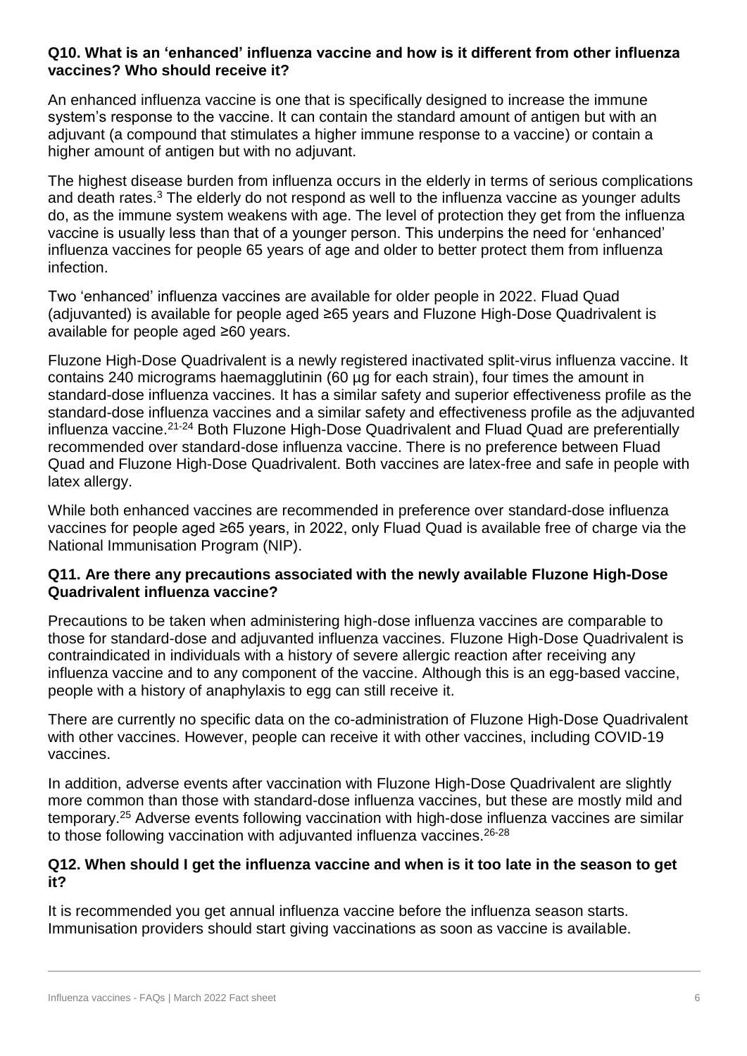**Q10. What is an 'enhanced' influenza vaccine and how is it different from other influenza vaccines? Who should receive it?**

An enhanced influenza vaccine is one that is specifically designed to increase the immune system's response to the vaccine. It can contain the standard amount of antigen but with an adjuvant (a compound that stimulates a higher immune response to a vaccine) or contain a higher amount of antigen but with no adjuvant.

The highest disease burden from influenza occurs in the elderly in terms of serious complications and death rates.[3] The elderly do not respond as well to the influenza vaccine as younger adults do, as the immune system weakens with age. The level of protection they get from the influenza vaccine is usually less than that of a younger person. This underpins the need for 'enhanced' influenza vaccines for people 65 years of age and older to better protect them from influenza infection.

Two 'enhanced' influenza vaccines are available for older people in 2022. Fluad Quad (adjuvanted) is available for people aged ≥65 years and Fluzone High-Dose Quadrivalent is available for people aged ≥60 years.

Fluzone High-Dose Quadrivalent is a newly registered inactivated split-virus influenza vaccine. It contains 240 micrograms haemagglutinin (60 µg for each strain), four times the amount in standard-dose influenza vaccines. It has a similar safety and superior effectiveness profile as the standard-dose influenza vaccines and a similar safety and effectiveness profile as the adjuvanted influenza vaccine.[21-24] Both Fluzone High-Dose Quadrivalent and Fluad Quad are preferentially recommended over standard-dose influenza vaccine. There is no preference between Fluad Quad and Fluzone High-Dose Quadrivalent. Both vaccines are latex-free and safe in people with latex allergy.

While both enhanced vaccines are recommended in preference over standard-dose influenza vaccines for people aged ≥65 years, in 2022, only Fluad Quad is available free of charge via the National Immunisation Program (NIP).

**Q11. Are there any precautions associated with the newly available Fluzone High-Dose Quadrivalent influenza vaccine?**

Precautions to be taken when administering high-dose influenza vaccines are comparable to those for standard-dose and adjuvanted influenza vaccines. Fluzone High-Dose Quadrivalent is contraindicated in individuals with a history of severe allergic reaction after receiving any influenza vaccine and to any component of the vaccine. Although this is an egg-based vaccine, people with a history of anaphylaxis to egg can still receive it.

There are currently no specific data on the co-administration of Fluzone High-Dose Quadrivalent with other vaccines. However, people can receive it with other vaccines, including COVID-19 vaccines.

In addition, adverse events after vaccination with Fluzone High-Dose Quadrivalent are slightly more common than those with standard-dose influenza vaccines, but these are mostly mild and temporary.[25] Adverse events following vaccination with high-dose influenza vaccines are similar to those following vaccination with adjuvanted influenza vaccines.[26-28]

**Q12. When should I get the influenza vaccine and when is it too late in the season to get it?**

It is recommended you get annual influenza vaccine before the influenza season starts. Immunisation providers should start giving vaccinations as soon as vaccine is available.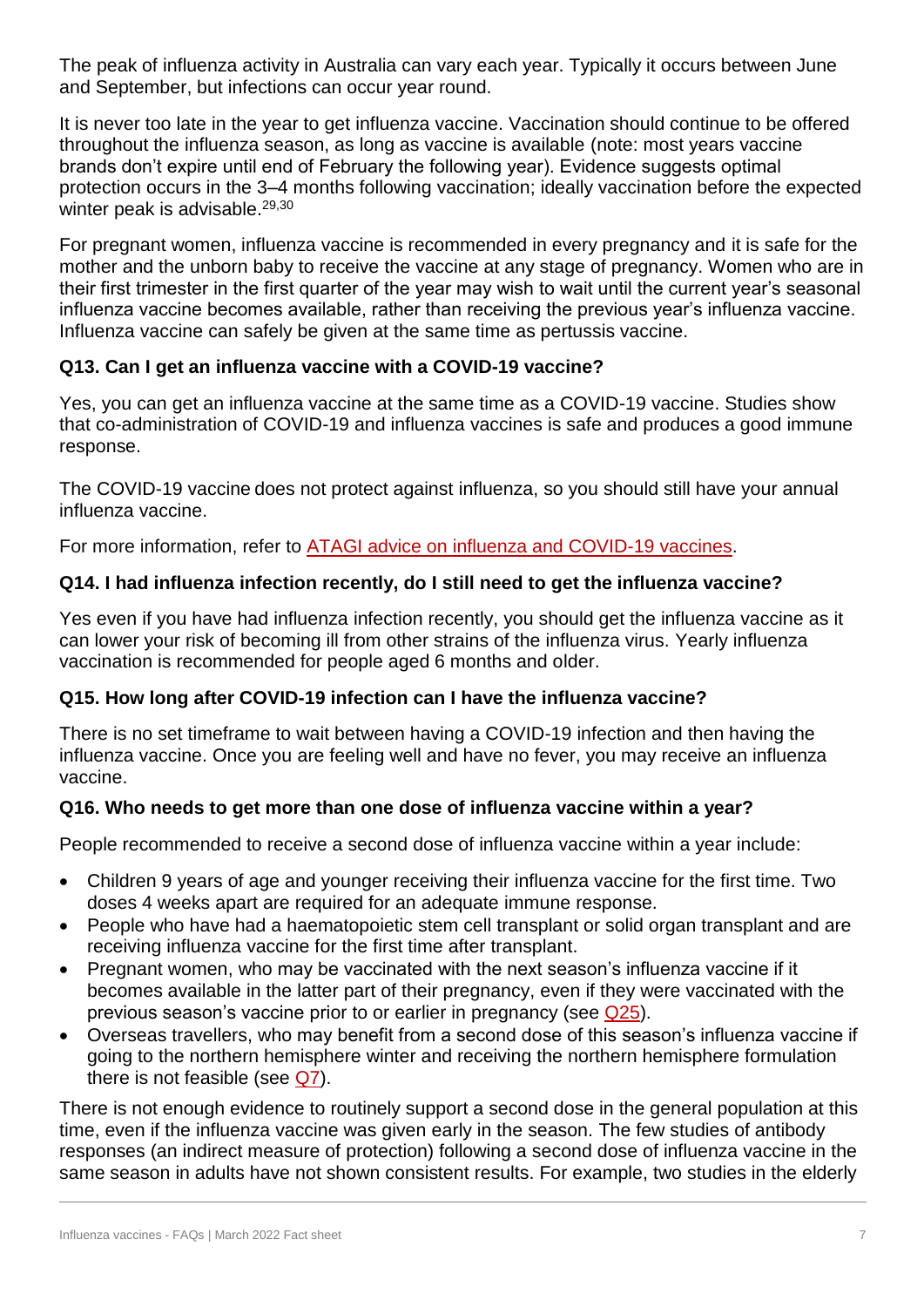The peak of influenza activity in Australia can vary each year. Typically it occurs between June and September, but infections can occur year round.

It is never too late in the year to get influenza vaccine. Vaccination should continue to be offered throughout the influenza season, as long as vaccine is available (note: most years vaccine brands don't expire until end of February the following year). Evidence suggests optimal protection occurs in the 3–4 months following vaccination; ideally vaccination before the expected winter peak is advisable.[29,30]

For pregnant women, influenza vaccine is recommended in every pregnancy and it is safe for the mother and the unborn baby to receive the vaccine at any stage of pregnancy. Women who are in their first trimester in the first quarter of the year may wish to wait until the current year's seasonal influenza vaccine becomes available, rather than receiving the previous year's influenza vaccine. Influenza vaccine can safely be given at the same time as pertussis vaccine.

### Q13. Can I get an influenza vaccine with a COVID-19 vaccine?

Yes, you can get an influenza vaccine at the same time as a COVID-19 vaccine. Studies show that co-administration of COVID-19 and influenza vaccines is safe and produces a good immune response.

The COVID-19 vaccine does not protect against influenza, so you should still have your annual influenza vaccine.

For more information, refer to ATAGI advice on influenza and COVID-19 vaccines.

### Q14. I had influenza infection recently, do I still need to get the influenza vaccine?

Yes even if you have had influenza infection recently, you should get the influenza vaccine as it can lower your risk of becoming ill from other strains of the influenza virus. Yearly influenza vaccination is recommended for people aged 6 months and older.

### Q15. How long after COVID-19 infection can I have the influenza vaccine?

There is no set timeframe to wait between having a COVID-19 infection and then having the influenza vaccine. Once you are feeling well and have no fever, you may receive an influenza vaccine.

### Q16. Who needs to get more than one dose of influenza vaccine within a year?

People recommended to receive a second dose of influenza vaccine within a year include:

- Children 9 years of age and younger receiving their influenza vaccine for the first time. Two doses 4 weeks apart are required for an adequate immune response.
- People who have had a haematopoietic stem cell transplant or solid organ transplant and are receiving influenza vaccine for the first time after transplant.
- Pregnant women, who may be vaccinated with the next season's influenza vaccine if it becomes available in the latter part of their pregnancy, even if they were vaccinated with the previous season's vaccine prior to or earlier in pregnancy (see Q25).
- Overseas travellers, who may benefit from a second dose of this season's influenza vaccine if going to the northern hemisphere winter and receiving the northern hemisphere formulation there is not feasible (see Q7).

There is not enough evidence to routinely support a second dose in the general population at this time, even if the influenza vaccine was given early in the season. The few studies of antibody responses (an indirect measure of protection) following a second dose of influenza vaccine in the same season in adults have not shown consistent results. For example, two studies in the elderly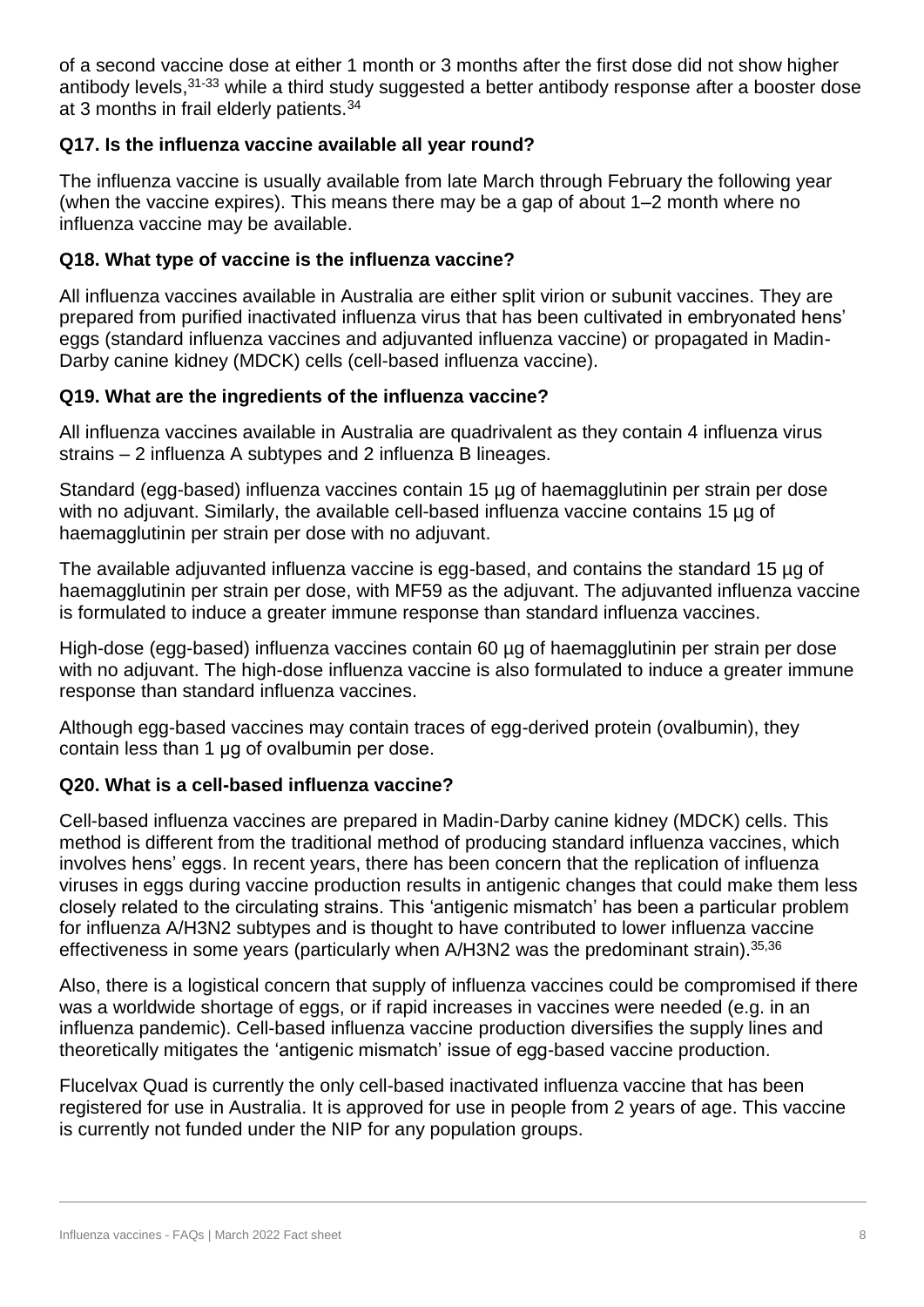of a second vaccine dose at either 1 month or 3 months after the first dose did not show higher antibody levels,[31-33] while a third study suggested a better antibody response after a booster dose at 3 months in frail elderly patients.[34]

### Q17. Is the influenza vaccine available all year round?

The influenza vaccine is usually available from late March through February the following year (when the vaccine expires). This means there may be a gap of about 1–2 month where no influenza vaccine may be available.

### Q18. What type of vaccine is the influenza vaccine?

All influenza vaccines available in Australia are either split virion or subunit vaccines. They are prepared from purified inactivated influenza virus that has been cultivated in embryonated hens' eggs (standard influenza vaccines and adjuvanted influenza vaccine) or propagated in Madin-Darby canine kidney (MDCK) cells (cell-based influenza vaccine).

### Q19. What are the ingredients of the influenza vaccine?

All influenza vaccines available in Australia are quadrivalent as they contain 4 influenza virus strains – 2 influenza A subtypes and 2 influenza B lineages.

Standard (egg-based) influenza vaccines contain 15 µg of haemagglutinin per strain per dose with no adjuvant. Similarly, the available cell-based influenza vaccine contains 15 µg of haemagglutinin per strain per dose with no adjuvant.

The available adjuvanted influenza vaccine is egg-based, and contains the standard 15 µg of haemagglutinin per strain per dose, with MF59 as the adjuvant. The adjuvanted influenza vaccine is formulated to induce a greater immune response than standard influenza vaccines.

High-dose (egg-based) influenza vaccines contain 60 µg of haemagglutinin per strain per dose with no adjuvant. The high-dose influenza vaccine is also formulated to induce a greater immune response than standard influenza vaccines.

Although egg-based vaccines may contain traces of egg-derived protein (ovalbumin), they contain less than 1 µg of ovalbumin per dose.

### Q20. What is a cell-based influenza vaccine?

Cell-based influenza vaccines are prepared in Madin-Darby canine kidney (MDCK) cells. This method is different from the traditional method of producing standard influenza vaccines, which involves hens' eggs. In recent years, there has been concern that the replication of influenza viruses in eggs during vaccine production results in antigenic changes that could make them less closely related to the circulating strains. This 'antigenic mismatch' has been a particular problem for influenza A/H3N2 subtypes and is thought to have contributed to lower influenza vaccine effectiveness in some years (particularly when A/H3N2 was the predominant strain).[35,36]

Also, there is a logistical concern that supply of influenza vaccines could be compromised if there was a worldwide shortage of eggs, or if rapid increases in vaccines were needed (e.g. in an influenza pandemic). Cell-based influenza vaccine production diversifies the supply lines and theoretically mitigates the 'antigenic mismatch' issue of egg-based vaccine production.

Flucelvax Quad is currently the only cell-based inactivated influenza vaccine that has been registered for use in Australia. It is approved for use in people from 2 years of age. This vaccine is currently not funded under the NIP for any population groups.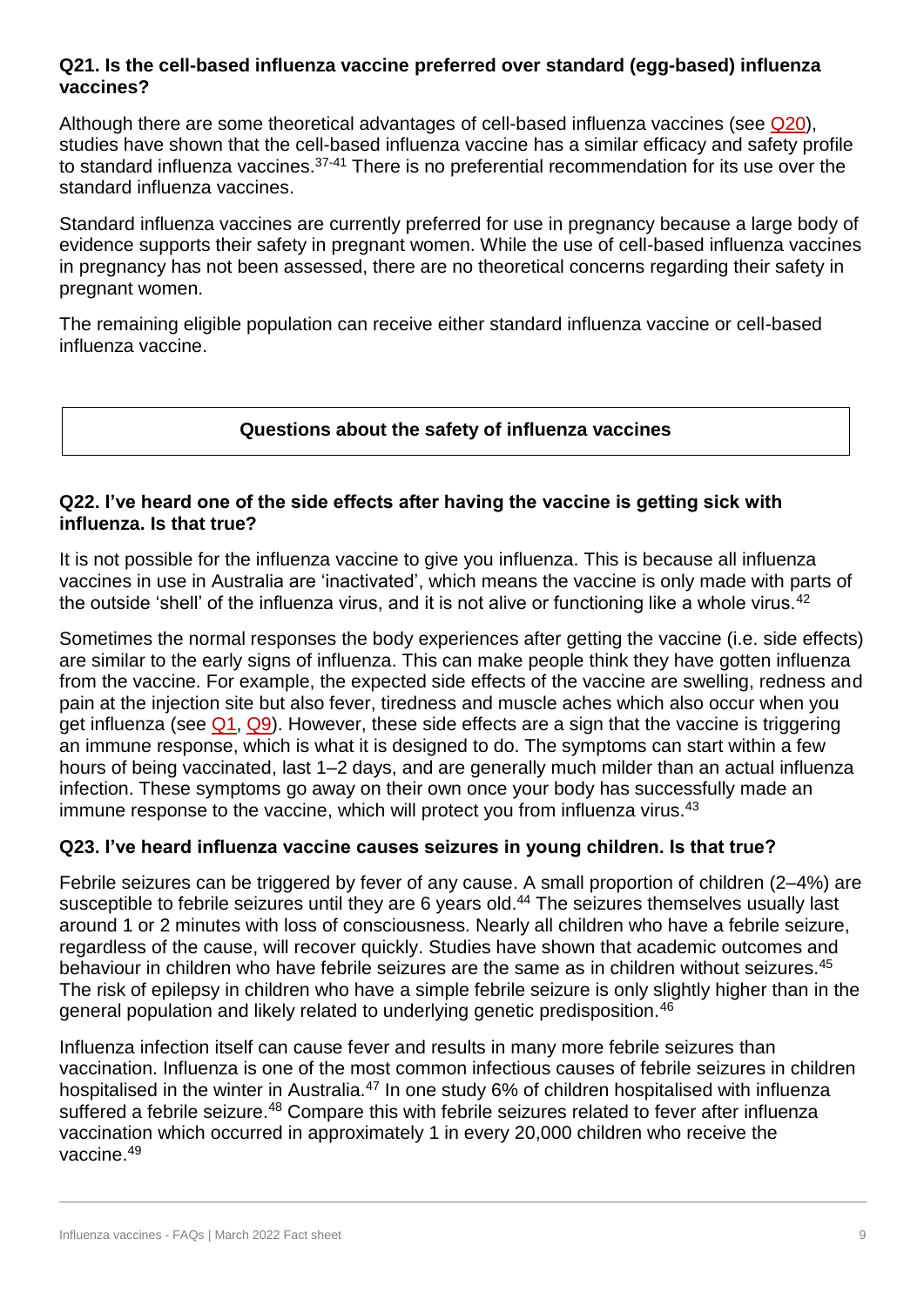### Q21. Is the cell-based influenza vaccine preferred over standard (egg-based) influenza vaccines?

Although there are some theoretical advantages of cell-based influenza vaccines (see Q20), studies have shown that the cell-based influenza vaccine has a similar efficacy and safety profile to standard influenza vaccines.[37-41] There is no preferential recommendation for its use over the standard influenza vaccines.

Standard influenza vaccines are currently preferred for use in pregnancy because a large body of evidence supports their safety in pregnant women. While the use of cell-based influenza vaccines in pregnancy has not been assessed, there are no theoretical concerns regarding their safety in pregnant women.

The remaining eligible population can receive either standard influenza vaccine or cell-based influenza vaccine.

## Questions about the safety of influenza vaccines

### Q22. I've heard one of the side effects after having the vaccine is getting sick with influenza. Is that true?

It is not possible for the influenza vaccine to give you influenza. This is because all influenza vaccines in use in Australia are 'inactivated', which means the vaccine is only made with parts of the outside 'shell' of the influenza virus, and it is not alive or functioning like a whole virus.[42]

Sometimes the normal responses the body experiences after getting the vaccine (i.e. side effects) are similar to the early signs of influenza. This can make people think they have gotten influenza from the vaccine. For example, the expected side effects of the vaccine are swelling, redness and pain at the injection site but also fever, tiredness and muscle aches which also occur when you get influenza (see Q1, Q9). However, these side effects are a sign that the vaccine is triggering an immune response, which is what it is designed to do. The symptoms can start within a few hours of being vaccinated, last 1–2 days, and are generally much milder than an actual influenza infection. These symptoms go away on their own once your body has successfully made an immune response to the vaccine, which will protect you from influenza virus.[43]

### Q23. I've heard influenza vaccine causes seizures in young children. Is that true?

Febrile seizures can be triggered by fever of any cause. A small proportion of children (2–4%) are susceptible to febrile seizures until they are 6 years old.[44] The seizures themselves usually last around 1 or 2 minutes with loss of consciousness. Nearly all children who have a febrile seizure, regardless of the cause, will recover quickly. Studies have shown that academic outcomes and behaviour in children who have febrile seizures are the same as in children without seizures.[45] The risk of epilepsy in children who have a simple febrile seizure is only slightly higher than in the general population and likely related to underlying genetic predisposition.[46]

Influenza infection itself can cause fever and results in many more febrile seizures than vaccination. Influenza is one of the most common infectious causes of febrile seizures in children hospitalised in the winter in Australia.[47] In one study 6% of children hospitalised with influenza suffered a febrile seizure.[48] Compare this with febrile seizures related to fever after influenza vaccination which occurred in approximately 1 in every 20,000 children who receive the vaccine.[49]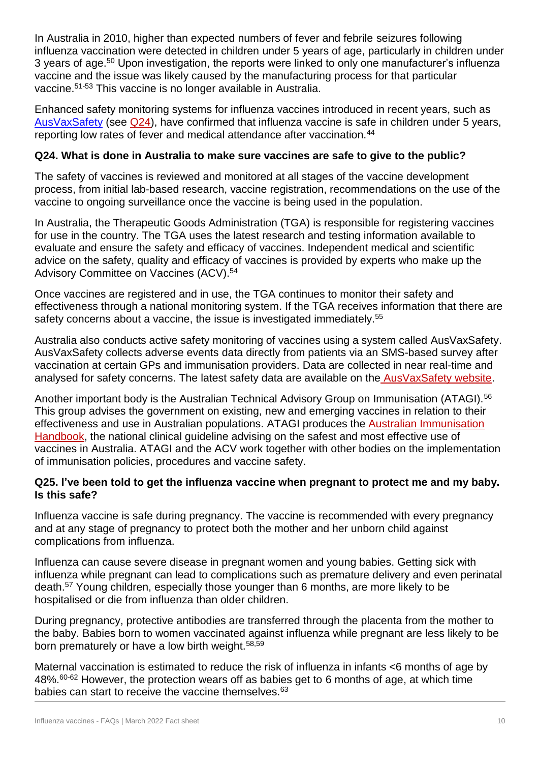In Australia in 2010, higher than expected numbers of fever and febrile seizures following influenza vaccination were detected in children under 5 years of age, particularly in children under 3 years of age.[50] Upon investigation, the reports were linked to only one manufacturer's influenza vaccine and the issue was likely caused by the manufacturing process for that particular vaccine.[51-53] This vaccine is no longer available in Australia.

Enhanced safety monitoring systems for influenza vaccines introduced in recent years, such as AusVaxSafety (see Q24), have confirmed that influenza vaccine is safe in children under 5 years, reporting low rates of fever and medical attendance after vaccination.[44]

### Q24. What is done in Australia to make sure vaccines are safe to give to the public?

The safety of vaccines is reviewed and monitored at all stages of the vaccine development process, from initial lab-based research, vaccine registration, recommendations on the use of the vaccine to ongoing surveillance once the vaccine is being used in the population.

In Australia, the Therapeutic Goods Administration (TGA) is responsible for registering vaccines for use in the country. The TGA uses the latest research and testing information available to evaluate and ensure the safety and efficacy of vaccines. Independent medical and scientific advice on the safety, quality and efficacy of vaccines is provided by experts who make up the Advisory Committee on Vaccines (ACV).[54]

Once vaccines are registered and in use, the TGA continues to monitor their safety and effectiveness through a national monitoring system. If the TGA receives information that there are safety concerns about a vaccine, the issue is investigated immediately.[55]

Australia also conducts active safety monitoring of vaccines using a system called AusVaxSafety. AusVaxSafety collects adverse events data directly from patients via an SMS-based survey after vaccination at certain GPs and immunisation providers. Data are collected in near real-time and analysed for safety concerns. The latest safety data are available on the AusVaxSafety website.

Another important body is the Australian Technical Advisory Group on Immunisation (ATAGI).[56] This group advises the government on existing, new and emerging vaccines in relation to their effectiveness and use in Australian populations. ATAGI produces the Australian Immunisation Handbook, the national clinical guideline advising on the safest and most effective use of vaccines in Australia. ATAGI and the ACV work together with other bodies on the implementation of immunisation policies, procedures and vaccine safety.

### Q25. I've been told to get the influenza vaccine when pregnant to protect me and my baby. Is this safe?

Influenza vaccine is safe during pregnancy. The vaccine is recommended with every pregnancy and at any stage of pregnancy to protect both the mother and her unborn child against complications from influenza.

Influenza can cause severe disease in pregnant women and young babies. Getting sick with influenza while pregnant can lead to complications such as premature delivery and even perinatal death.[57] Young children, especially those younger than 6 months, are more likely to be hospitalised or die from influenza than older children.

During pregnancy, protective antibodies are transferred through the placenta from the mother to the baby. Babies born to women vaccinated against influenza while pregnant are less likely to be born prematurely or have a low birth weight.[58,59]

Maternal vaccination is estimated to reduce the risk of influenza in infants <6 months of age by 48%.[60-62] However, the protection wears off as babies get to 6 months of age, at which time babies can start to receive the vaccine themselves.[63]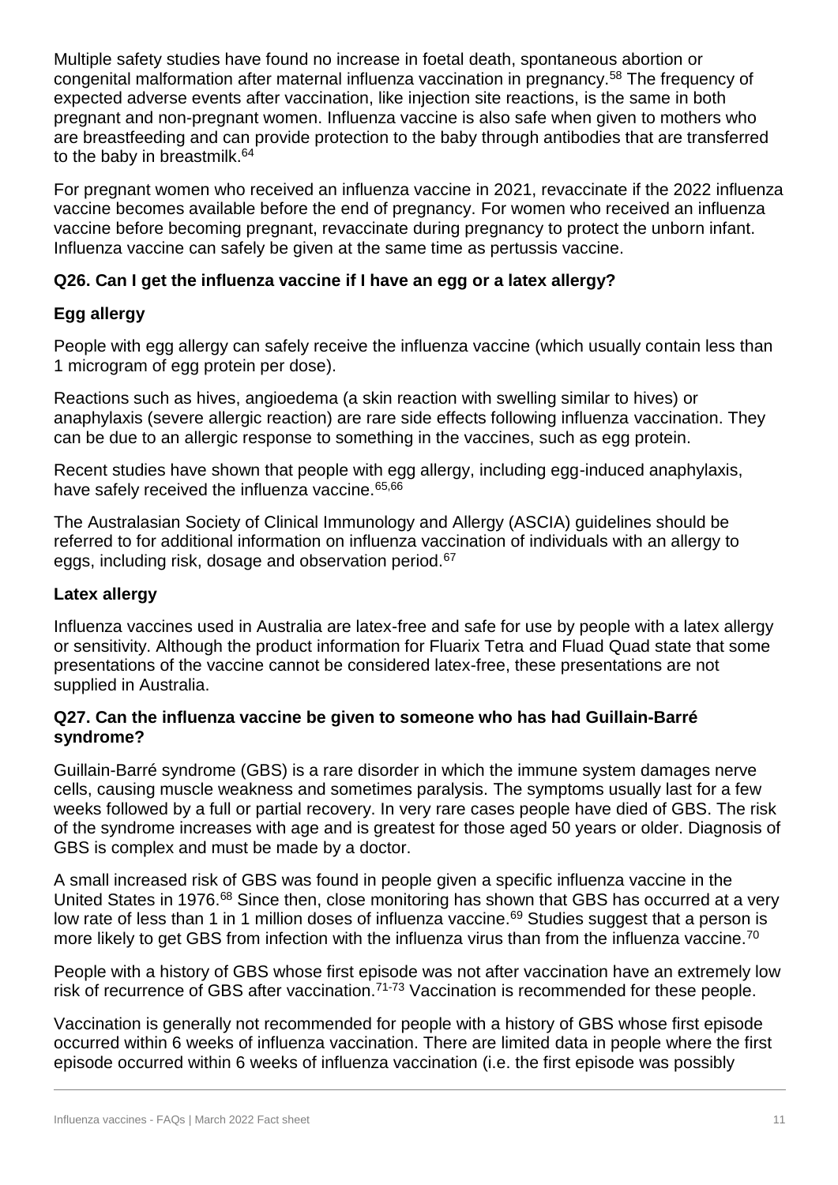Multiple safety studies have found no increase in foetal death, spontaneous abortion or congenital malformation after maternal influenza vaccination in pregnancy.[58] The frequency of expected adverse events after vaccination, like injection site reactions, is the same in both pregnant and non-pregnant women. Influenza vaccine is also safe when given to mothers who are breastfeeding and can provide protection to the baby through antibodies that are transferred to the baby in breastmilk.[64]

For pregnant women who received an influenza vaccine in 2021, revaccinate if the 2022 influenza vaccine becomes available before the end of pregnancy. For women who received an influenza vaccine before becoming pregnant, revaccinate during pregnancy to protect the unborn infant. Influenza vaccine can safely be given at the same time as pertussis vaccine.

### Q26. Can I get the influenza vaccine if I have an egg or a latex allergy?

### Egg allergy

People with egg allergy can safely receive the influenza vaccine (which usually contain less than 1 microgram of egg protein per dose).

Reactions such as hives, angioedema (a skin reaction with swelling similar to hives) or anaphylaxis (severe allergic reaction) are rare side effects following influenza vaccination. They can be due to an allergic response to something in the vaccines, such as egg protein.

Recent studies have shown that people with egg allergy, including egg-induced anaphylaxis, have safely received the influenza vaccine.[65,66]

The Australasian Society of Clinical Immunology and Allergy (ASCIA) guidelines should be referred to for additional information on influenza vaccination of individuals with an allergy to eggs, including risk, dosage and observation period.[67]

### Latex allergy

Influenza vaccines used in Australia are latex-free and safe for use by people with a latex allergy or sensitivity. Although the product information for Fluarix Tetra and Fluad Quad state that some presentations of the vaccine cannot be considered latex-free, these presentations are not supplied in Australia.

### Q27. Can the influenza vaccine be given to someone who has had Guillain-Barré syndrome?

Guillain-Barré syndrome (GBS) is a rare disorder in which the immune system damages nerve cells, causing muscle weakness and sometimes paralysis. The symptoms usually last for a few weeks followed by a full or partial recovery. In very rare cases people have died of GBS. The risk of the syndrome increases with age and is greatest for those aged 50 years or older. Diagnosis of GBS is complex and must be made by a doctor.

A small increased risk of GBS was found in people given a specific influenza vaccine in the United States in 1976.[68] Since then, close monitoring has shown that GBS has occurred at a very low rate of less than 1 in 1 million doses of influenza vaccine.[69] Studies suggest that a person is more likely to get GBS from infection with the influenza virus than from the influenza vaccine.[70]

People with a history of GBS whose first episode was not after vaccination have an extremely low risk of recurrence of GBS after vaccination.[71-73] Vaccination is recommended for these people.

Vaccination is generally not recommended for people with a history of GBS whose first episode occurred within 6 weeks of influenza vaccination. There are limited data in people where the first episode occurred within 6 weeks of influenza vaccination (i.e. the first episode was possibly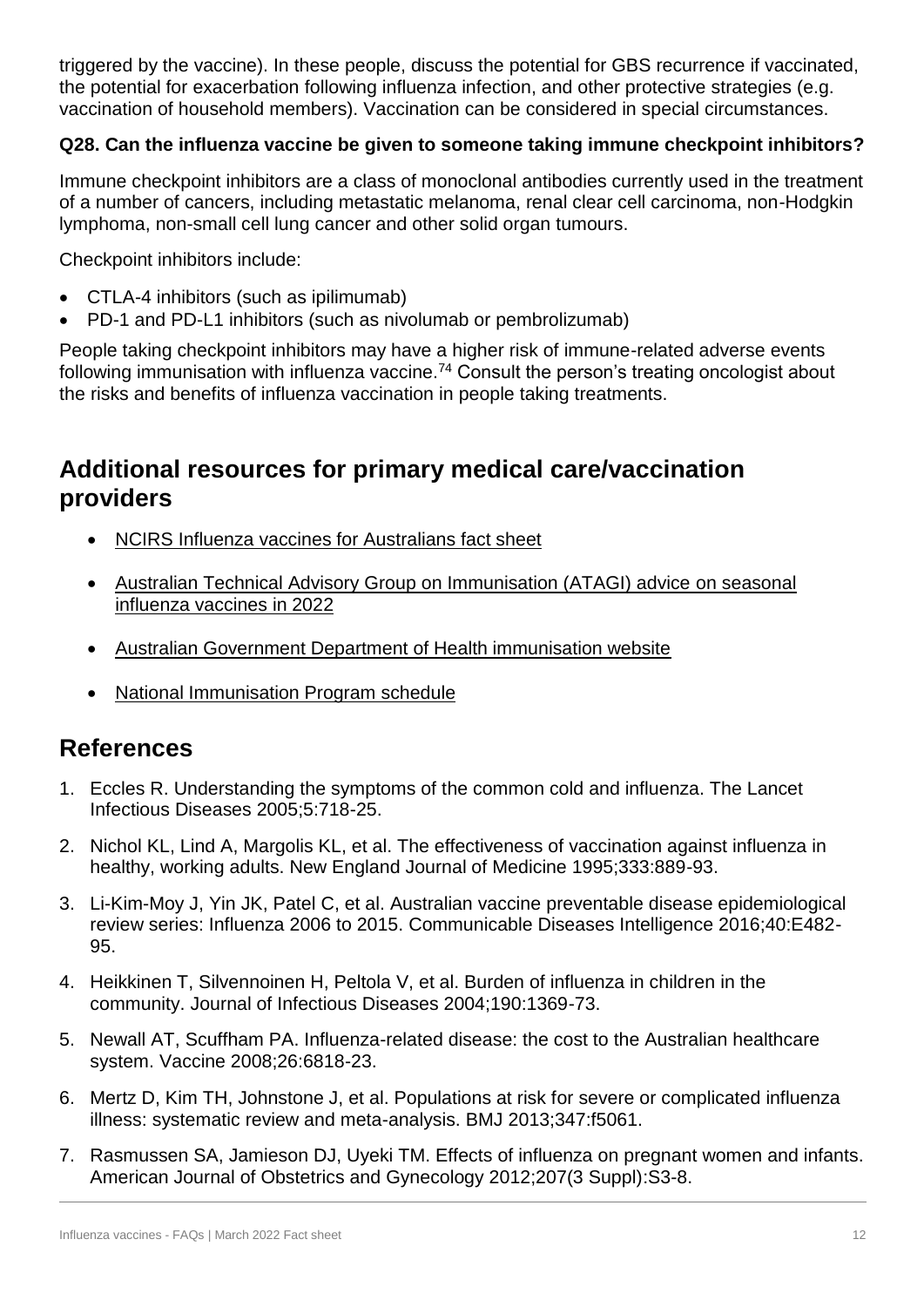triggered by the vaccine). In these people, discuss the potential for GBS recurrence if vaccinated, the potential for exacerbation following influenza infection, and other protective strategies (e.g. vaccination of household members). Vaccination can be considered in special circumstances.

**Q28. Can the influenza vaccine be given to someone taking immune checkpoint inhibitors?**

Immune checkpoint inhibitors are a class of monoclonal antibodies currently used in the treatment of a number of cancers, including metastatic melanoma, renal clear cell carcinoma, non-Hodgkin lymphoma, non-small cell lung cancer and other solid organ tumours.

Checkpoint inhibitors include:

- CTLA-4 inhibitors (such as ipilimumab)
- PD-1 and PD-L1 inhibitors (such as nivolumab or pembrolizumab)

People taking checkpoint inhibitors may have a higher risk of immune-related adverse events following immunisation with influenza vaccine.[74] Consult the person's treating oncologist about the risks and benefits of influenza vaccination in people taking treatments.

## Additional resources for primary medical care/vaccination providers

- NCIRS Influenza vaccines for Australians fact sheet
- Australian Technical Advisory Group on Immunisation (ATAGI) advice on seasonal influenza vaccines in 2022
- Australian Government Department of Health immunisation website
- National Immunisation Program schedule

## References

1. Eccles R. Understanding the symptoms of the common cold and influenza. The Lancet Infectious Diseases 2005;5:718-25.
2. Nichol KL, Lind A, Margolis KL, et al. The effectiveness of vaccination against influenza in healthy, working adults. New England Journal of Medicine 1995;333:889-93.
3. Li-Kim-Moy J, Yin JK, Patel C, et al. Australian vaccine preventable disease epidemiological review series: Influenza 2006 to 2015. Communicable Diseases Intelligence 2016;40:E482-95.
4. Heikkinen T, Silvennoinen H, Peltola V, et al. Burden of influenza in children in the community. Journal of Infectious Diseases 2004;190:1369-73.
5. Newall AT, Scuffham PA. Influenza-related disease: the cost to the Australian healthcare system. Vaccine 2008;26:6818-23.
6. Mertz D, Kim TH, Johnstone J, et al. Populations at risk for severe or complicated influenza illness: systematic review and meta-analysis. BMJ 2013;347:f5061.
7. Rasmussen SA, Jamieson DJ, Uyeki TM. Effects of influenza on pregnant women and infants. American Journal of Obstetrics and Gynecology 2012;207(3 Suppl):S3-8.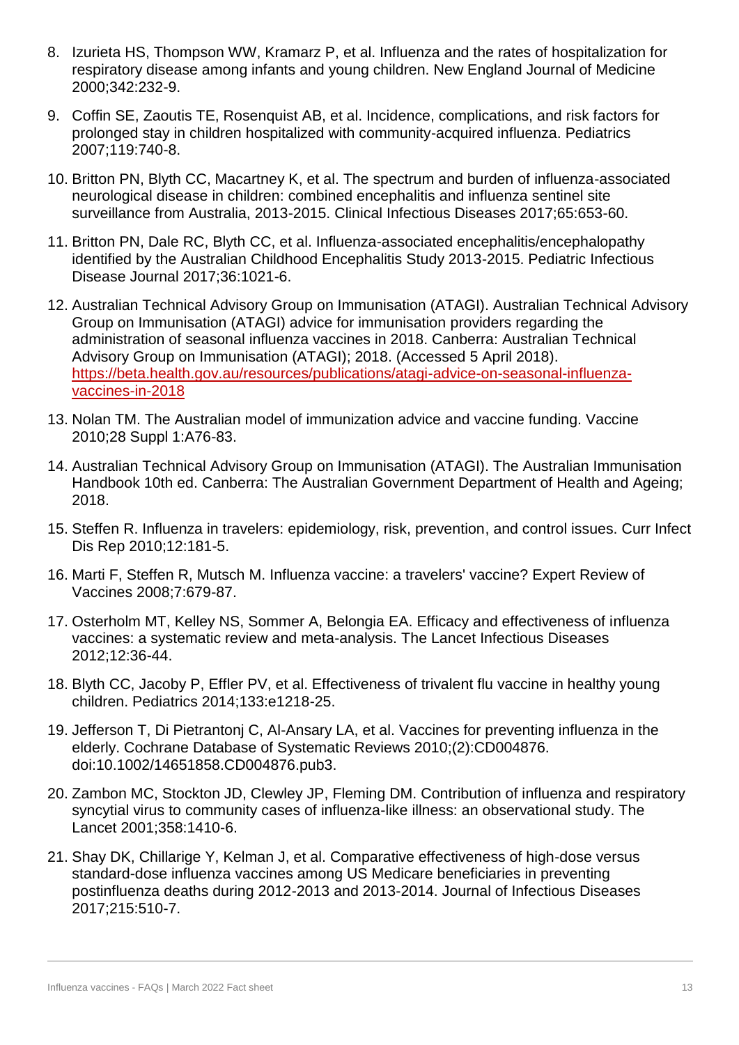8. Izurieta HS, Thompson WW, Kramarz P, et al. Influenza and the rates of hospitalization for respiratory disease among infants and young children. New England Journal of Medicine 2000;342:232-9.
9. Coffin SE, Zaoutis TE, Rosenquist AB, et al. Incidence, complications, and risk factors for prolonged stay in children hospitalized with community-acquired influenza. Pediatrics 2007;119:740-8.
10. Britton PN, Blyth CC, Macartney K, et al. The spectrum and burden of influenza-associated neurological disease in children: combined encephalitis and influenza sentinel site surveillance from Australia, 2013-2015. Clinical Infectious Diseases 2017;65:653-60.
11. Britton PN, Dale RC, Blyth CC, et al. Influenza-associated encephalitis/encephalopathy identified by the Australian Childhood Encephalitis Study 2013-2015. Pediatric Infectious Disease Journal 2017;36:1021-6.
12. Australian Technical Advisory Group on Immunisation (ATAGI). Australian Technical Advisory Group on Immunisation (ATAGI) advice for immunisation providers regarding the administration of seasonal influenza vaccines in 2018. Canberra: Australian Technical Advisory Group on Immunisation (ATAGI); 2018. (Accessed 5 April 2018). [https://beta.health.gov.au/resources/publications/atagi-advice-on-seasonal-influenza-vaccines-in-2018](https://beta.health.gov.au/resources/publications/atagi-advice-on-seasonal-influenza-vaccines-in-2018)
13. Nolan TM. The Australian model of immunization advice and vaccine funding. Vaccine 2010;28 Suppl 1:A76-83.
14. Australian Technical Advisory Group on Immunisation (ATAGI). The Australian Immunisation Handbook 10th ed. Canberra: The Australian Government Department of Health and Ageing; 2018.
15. Steffen R. Influenza in travelers: epidemiology, risk, prevention, and control issues. Curr Infect Dis Rep 2010;12:181-5.
16. Marti F, Steffen R, Mutsch M. Influenza vaccine: a travelers' vaccine? Expert Review of Vaccines 2008;7:679-87.
17. Osterholm MT, Kelley NS, Sommer A, Belongia EA. Efficacy and effectiveness of influenza vaccines: a systematic review and meta-analysis. The Lancet Infectious Diseases 2012;12:36-44.
18. Blyth CC, Jacoby P, Effler PV, et al. Effectiveness of trivalent flu vaccine in healthy young children. Pediatrics 2014;133:e1218-25.
19. Jefferson T, Di Pietrantonj C, Al-Ansary LA, et al. Vaccines for preventing influenza in the elderly. Cochrane Database of Systematic Reviews 2010;(2):CD004876. doi:10.1002/14651858.CD004876.pub3.
20. Zambon MC, Stockton JD, Clewley JP, Fleming DM. Contribution of influenza and respiratory syncytial virus to community cases of influenza-like illness: an observational study. The Lancet 2001;358:1410-6.
21. Shay DK, Chillarige Y, Kelman J, et al. Comparative effectiveness of high-dose versus standard-dose influenza vaccines among US Medicare beneficiaries in preventing postinfluenza deaths during 2012-2013 and 2013-2014. Journal of Infectious Diseases 2017;215:510-7.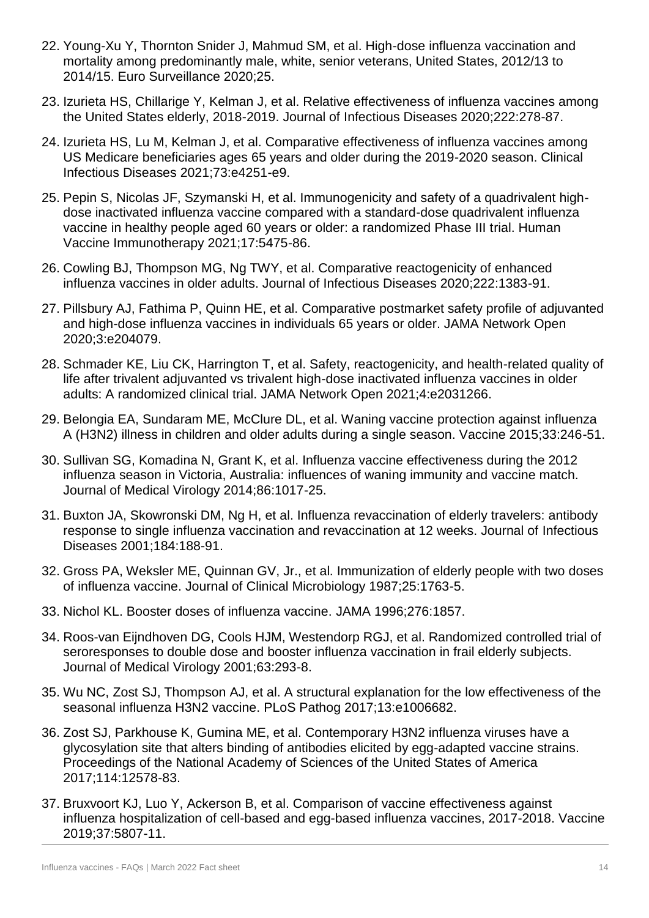22. Young-Xu Y, Thornton Snider J, Mahmud SM, et al. High-dose influenza vaccination and mortality among predominantly male, white, senior veterans, United States, 2012/13 to 2014/15. Euro Surveillance 2020;25.
23. Izurieta HS, Chillarige Y, Kelman J, et al. Relative effectiveness of influenza vaccines among the United States elderly, 2018-2019. Journal of Infectious Diseases 2020;222:278-87.
24. Izurieta HS, Lu M, Kelman J, et al. Comparative effectiveness of influenza vaccines among US Medicare beneficiaries ages 65 years and older during the 2019-2020 season. Clinical Infectious Diseases 2021;73:e4251-e9.
25. Pepin S, Nicolas JF, Szymanski H, et al. Immunogenicity and safety of a quadrivalent high-dose inactivated influenza vaccine compared with a standard-dose quadrivalent influenza vaccine in healthy people aged 60 years or older: a randomized Phase III trial. Human Vaccine Immunotherapy 2021;17:5475-86.
26. Cowling BJ, Thompson MG, Ng TWY, et al. Comparative reactogenicity of enhanced influenza vaccines in older adults. Journal of Infectious Diseases 2020;222:1383-91.
27. Pillsbury AJ, Fathima P, Quinn HE, et al. Comparative postmarket safety profile of adjuvanted and high-dose influenza vaccines in individuals 65 years or older. JAMA Network Open 2020;3:e204079.
28. Schmader KE, Liu CK, Harrington T, et al. Safety, reactogenicity, and health-related quality of life after trivalent adjuvanted vs trivalent high-dose inactivated influenza vaccines in older adults: A randomized clinical trial. JAMA Network Open 2021;4:e2031266.
29. Belongia EA, Sundaram ME, McClure DL, et al. Waning vaccine protection against influenza A (H3N2) illness in children and older adults during a single season. Vaccine 2015;33:246-51.
30. Sullivan SG, Komadina N, Grant K, et al. Influenza vaccine effectiveness during the 2012 influenza season in Victoria, Australia: influences of waning immunity and vaccine match. Journal of Medical Virology 2014;86:1017-25.
31. Buxton JA, Skowronski DM, Ng H, et al. Influenza revaccination of elderly travelers: antibody response to single influenza vaccination and revaccination at 12 weeks. Journal of Infectious Diseases 2001;184:188-91.
32. Gross PA, Weksler ME, Quinnan GV, Jr., et al. Immunization of elderly people with two doses of influenza vaccine. Journal of Clinical Microbiology 1987;25:1763-5.
33. Nichol KL. Booster doses of influenza vaccine. JAMA 1996;276:1857.
34. Roos-van Eijndhoven DG, Cools HJM, Westendorp RGJ, et al. Randomized controlled trial of seroresponses to double dose and booster influenza vaccination in frail elderly subjects. Journal of Medical Virology 2001;63:293-8.
35. Wu NC, Zost SJ, Thompson AJ, et al. A structural explanation for the low effectiveness of the seasonal influenza H3N2 vaccine. PLoS Pathog 2017;13:e1006682.
36. Zost SJ, Parkhouse K, Gumina ME, et al. Contemporary H3N2 influenza viruses have a glycosylation site that alters binding of antibodies elicited by egg-adapted vaccine strains. Proceedings of the National Academy of Sciences of the United States of America 2017;114:12578-83.
37. Bruxvoort KJ, Luo Y, Ackerson B, et al. Comparison of vaccine effectiveness against influenza hospitalization of cell-based and egg-based influenza vaccines, 2017-2018. Vaccine 2019;37:5807-11.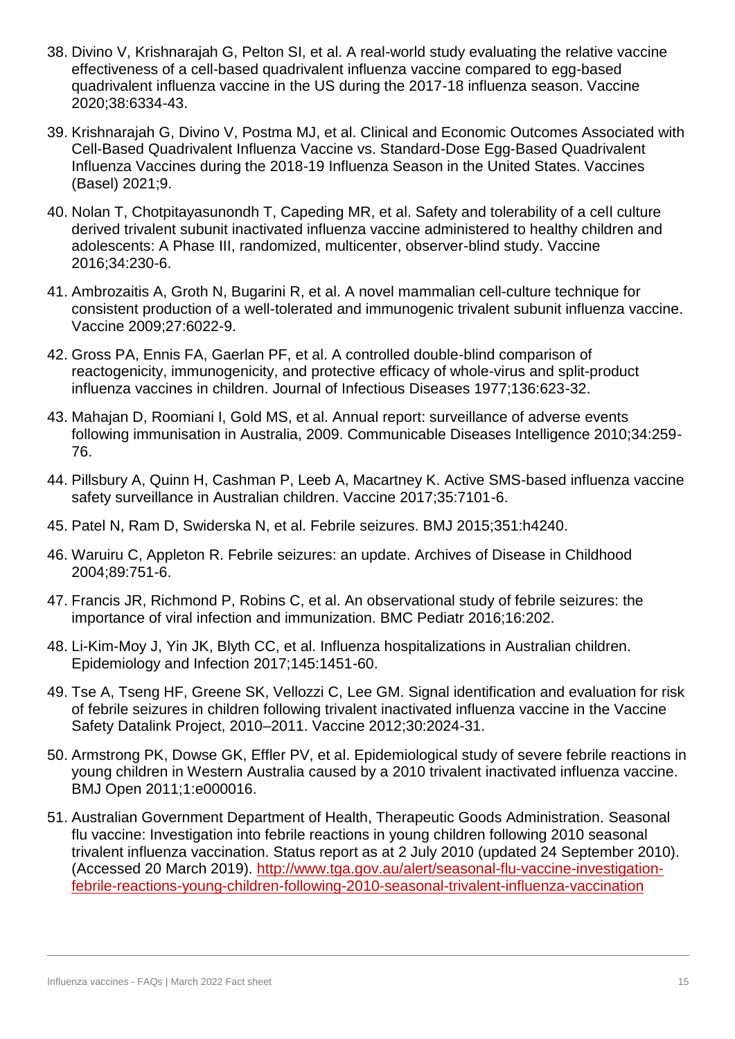38. Divino V, Krishnarajah G, Pelton SI, et al. A real-world study evaluating the relative vaccine effectiveness of a cell-based quadrivalent influenza vaccine compared to egg-based quadrivalent influenza vaccine in the US during the 2017-18 influenza season. Vaccine 2020;38:6334-43.
39. Krishnarajah G, Divino V, Postma MJ, et al. Clinical and Economic Outcomes Associated with Cell-Based Quadrivalent Influenza Vaccine vs. Standard-Dose Egg-Based Quadrivalent Influenza Vaccines during the 2018-19 Influenza Season in the United States. Vaccines (Basel) 2021;9.
40. Nolan T, Chotpitayasunondh T, Capeding MR, et al. Safety and tolerability of a cell culture derived trivalent subunit inactivated influenza vaccine administered to healthy children and adolescents: A Phase III, randomized, multicenter, observer-blind study. Vaccine 2016;34:230-6.
41. Ambrozaitis A, Groth N, Bugarini R, et al. A novel mammalian cell-culture technique for consistent production of a well-tolerated and immunogenic trivalent subunit influenza vaccine. Vaccine 2009;27:6022-9.
42. Gross PA, Ennis FA, Gaerlan PF, et al. A controlled double-blind comparison of reactogenicity, immunogenicity, and protective efficacy of whole-virus and split-product influenza vaccines in children. Journal of Infectious Diseases 1977;136:623-32.
43. Mahajan D, Roomiani I, Gold MS, et al. Annual report: surveillance of adverse events following immunisation in Australia, 2009. Communicable Diseases Intelligence 2010;34:259-76.
44. Pillsbury A, Quinn H, Cashman P, Leeb A, Macartney K. Active SMS-based influenza vaccine safety surveillance in Australian children. Vaccine 2017;35:7101-6.
45. Patel N, Ram D, Swiderska N, et al. Febrile seizures. BMJ 2015;351:h4240.
46. Waruiru C, Appleton R. Febrile seizures: an update. Archives of Disease in Childhood 2004;89:751-6.
47. Francis JR, Richmond P, Robins C, et al. An observational study of febrile seizures: the importance of viral infection and immunization. BMC Pediatr 2016;16:202.
48. Li-Kim-Moy J, Yin JK, Blyth CC, et al. Influenza hospitalizations in Australian children. Epidemiology and Infection 2017;145:1451-60.
49. Tse A, Tseng HF, Greene SK, Vellozzi C, Lee GM. Signal identification and evaluation for risk of febrile seizures in children following trivalent inactivated influenza vaccine in the Vaccine Safety Datalink Project, 2010–2011. Vaccine 2012;30:2024-31.
50. Armstrong PK, Dowse GK, Effler PV, et al. Epidemiological study of severe febrile reactions in young children in Western Australia caused by a 2010 trivalent inactivated influenza vaccine. BMJ Open 2011;1:e000016.
51. Australian Government Department of Health, Therapeutic Goods Administration. Seasonal flu vaccine: Investigation into febrile reactions in young children following 2010 seasonal trivalent influenza vaccination. Status report as at 2 July 2010 (updated 24 September 2010). (Accessed 20 March 2019). [http://www.tga.gov.au/alert/seasonal-flu-vaccine-investigation-febrile-reactions-young-children-following-2010-seasonal-trivalent-influenza-vaccination](http://www.tga.gov.au/alert/seasonal-flu-vaccine-investigation-febrile-reactions-young-children-following-2010-seasonal-trivalent-influenza-vaccination)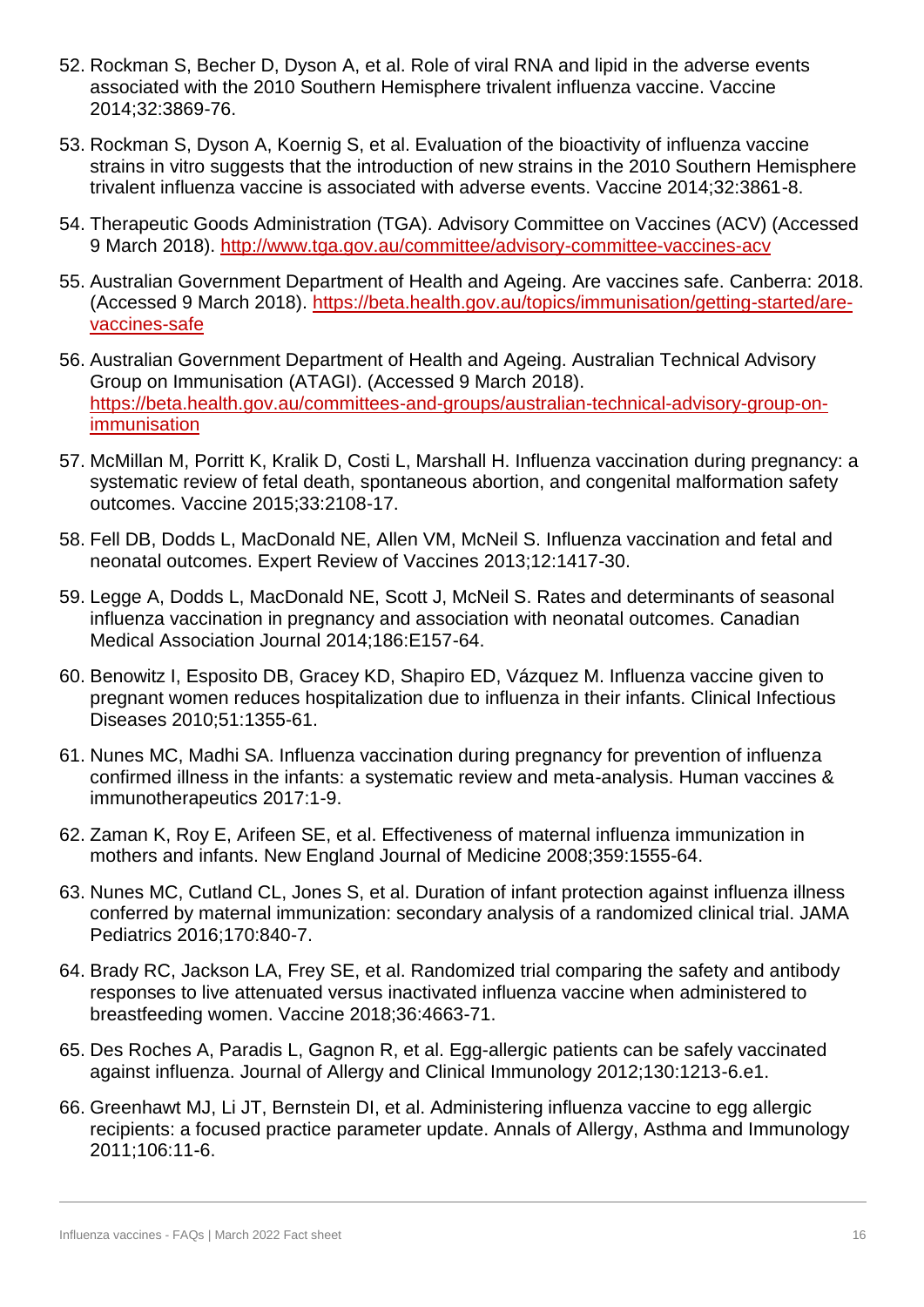52. Rockman S, Becher D, Dyson A, et al. Role of viral RNA and lipid in the adverse events associated with the 2010 Southern Hemisphere trivalent influenza vaccine. Vaccine 2014;32:3869-76.

53. Rockman S, Dyson A, Koernig S, et al. Evaluation of the bioactivity of influenza vaccine strains in vitro suggests that the introduction of new strains in the 2010 Southern Hemisphere trivalent influenza vaccine is associated with adverse events. Vaccine 2014;32:3861-8.

54. Therapeutic Goods Administration (TGA). Advisory Committee on Vaccines (ACV) (Accessed 9 March 2018). [http://www.tga.gov.au/committee/advisory-committee-vaccines-acv](http://www.tga.gov.au/committee/advisory-committee-vaccines-acv)

55. Australian Government Department of Health and Ageing. Are vaccines safe. Canberra: 2018. (Accessed 9 March 2018). [https://beta.health.gov.au/topics/immunisation/getting-started/are-vaccines-safe](https://beta.health.gov.au/topics/immunisation/getting-started/are-vaccines-safe)

56. Australian Government Department of Health and Ageing. Australian Technical Advisory Group on Immunisation (ATAGI). (Accessed 9 March 2018). [https://beta.health.gov.au/committees-and-groups/australian-technical-advisory-group-on-immunisation](https://beta.health.gov.au/committees-and-groups/australian-technical-advisory-group-on-immunisation)

57. McMillan M, Porritt K, Kralik D, Costi L, Marshall H. Influenza vaccination during pregnancy: a systematic review of fetal death, spontaneous abortion, and congenital malformation safety outcomes. Vaccine 2015;33:2108-17.

58. Fell DB, Dodds L, MacDonald NE, Allen VM, McNeil S. Influenza vaccination and fetal and neonatal outcomes. Expert Review of Vaccines 2013;12:1417-30.

59. Legge A, Dodds L, MacDonald NE, Scott J, McNeil S. Rates and determinants of seasonal influenza vaccination in pregnancy and association with neonatal outcomes. Canadian Medical Association Journal 2014;186:E157-64.

60. Benowitz I, Esposito DB, Gracey KD, Shapiro ED, Vázquez M. Influenza vaccine given to pregnant women reduces hospitalization due to influenza in their infants. Clinical Infectious Diseases 2010;51:1355-61.

61. Nunes MC, Madhi SA. Influenza vaccination during pregnancy for prevention of influenza confirmed illness in the infants: a systematic review and meta-analysis. Human vaccines & immunotherapeutics 2017:1-9.

62. Zaman K, Roy E, Arifeen SE, et al. Effectiveness of maternal influenza immunization in mothers and infants. New England Journal of Medicine 2008;359:1555-64.

63. Nunes MC, Cutland CL, Jones S, et al. Duration of infant protection against influenza illness conferred by maternal immunization: secondary analysis of a randomized clinical trial. JAMA Pediatrics 2016;170:840-7.

64. Brady RC, Jackson LA, Frey SE, et al. Randomized trial comparing the safety and antibody responses to live attenuated versus inactivated influenza vaccine when administered to breastfeeding women. Vaccine 2018;36:4663-71.

65. Des Roches A, Paradis L, Gagnon R, et al. Egg-allergic patients can be safely vaccinated against influenza. Journal of Allergy and Clinical Immunology 2012;130:1213-6.e1.

66. Greenhawt MJ, Li JT, Bernstein DI, et al. Administering influenza vaccine to egg allergic recipients: a focused practice parameter update. Annals of Allergy, Asthma and Immunology 2011;106:11-6.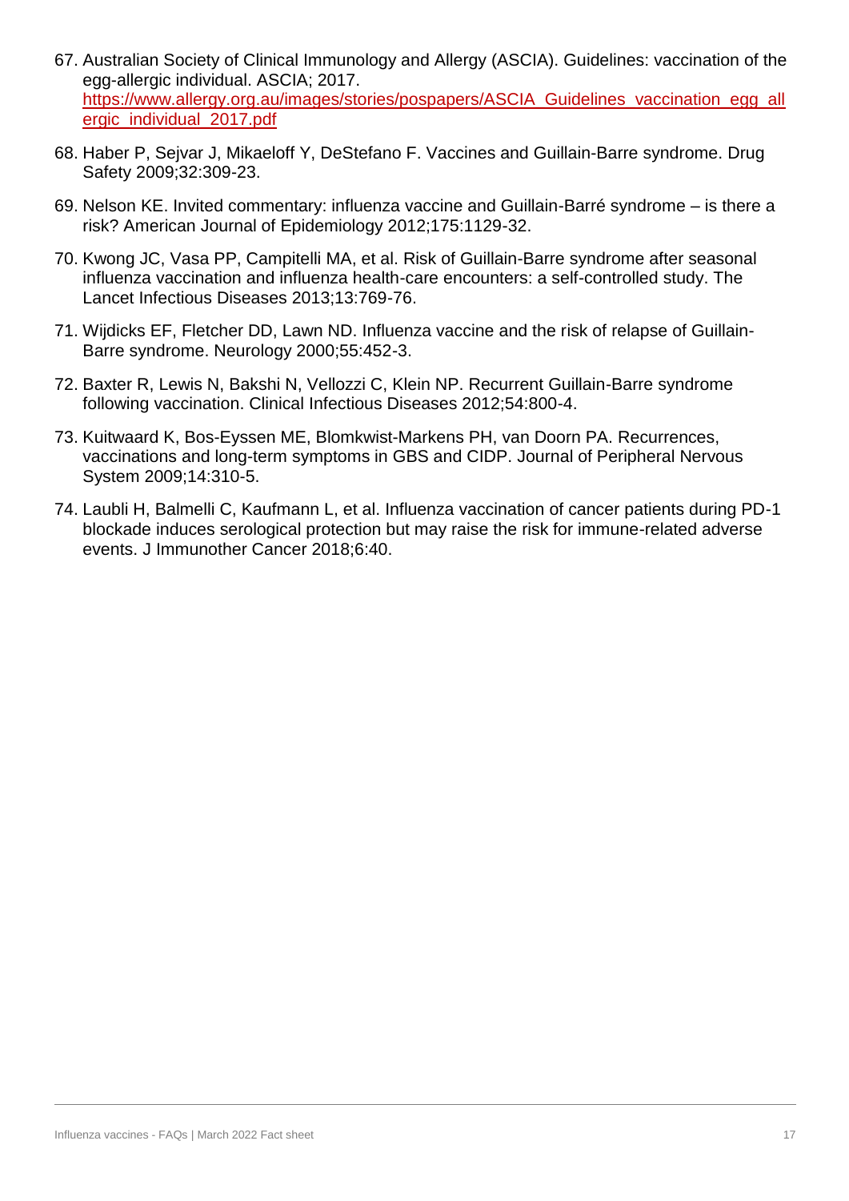67. Australian Society of Clinical Immunology and Allergy (ASCIA). Guidelines: vaccination of the egg-allergic individual. ASCIA; 2017. https://www.allergy.org.au/images/stories/pospapers/ASCIA_Guidelines_vaccination_egg_allergic_individual_2017.pdf
68. Haber P, Sejvar J, Mikaeloff Y, DeStefano F. Vaccines and Guillain-Barre syndrome. Drug Safety 2009;32:309-23.
69. Nelson KE. Invited commentary: influenza vaccine and Guillain-Barré syndrome – is there a risk? American Journal of Epidemiology 2012;175:1129-32.
70. Kwong JC, Vasa PP, Campitelli MA, et al. Risk of Guillain-Barre syndrome after seasonal influenza vaccination and influenza health-care encounters: a self-controlled study. The Lancet Infectious Diseases 2013;13:769-76.
71. Wijdicks EF, Fletcher DD, Lawn ND. Influenza vaccine and the risk of relapse of Guillain-Barre syndrome. Neurology 2000;55:452-3.
72. Baxter R, Lewis N, Bakshi N, Vellozzi C, Klein NP. Recurrent Guillain-Barre syndrome following vaccination. Clinical Infectious Diseases 2012;54:800-4.
73. Kuitwaard K, Bos-Eyssen ME, Blomkwist-Markens PH, van Doorn PA. Recurrences, vaccinations and long-term symptoms in GBS and CIDP. Journal of Peripheral Nervous System 2009;14:310-5.
74. Laubli H, Balmelli C, Kaufmann L, et al. Influenza vaccination of cancer patients during PD-1 blockade induces serological protection but may raise the risk for immune-related adverse events. J Immunother Cancer 2018;6:40.